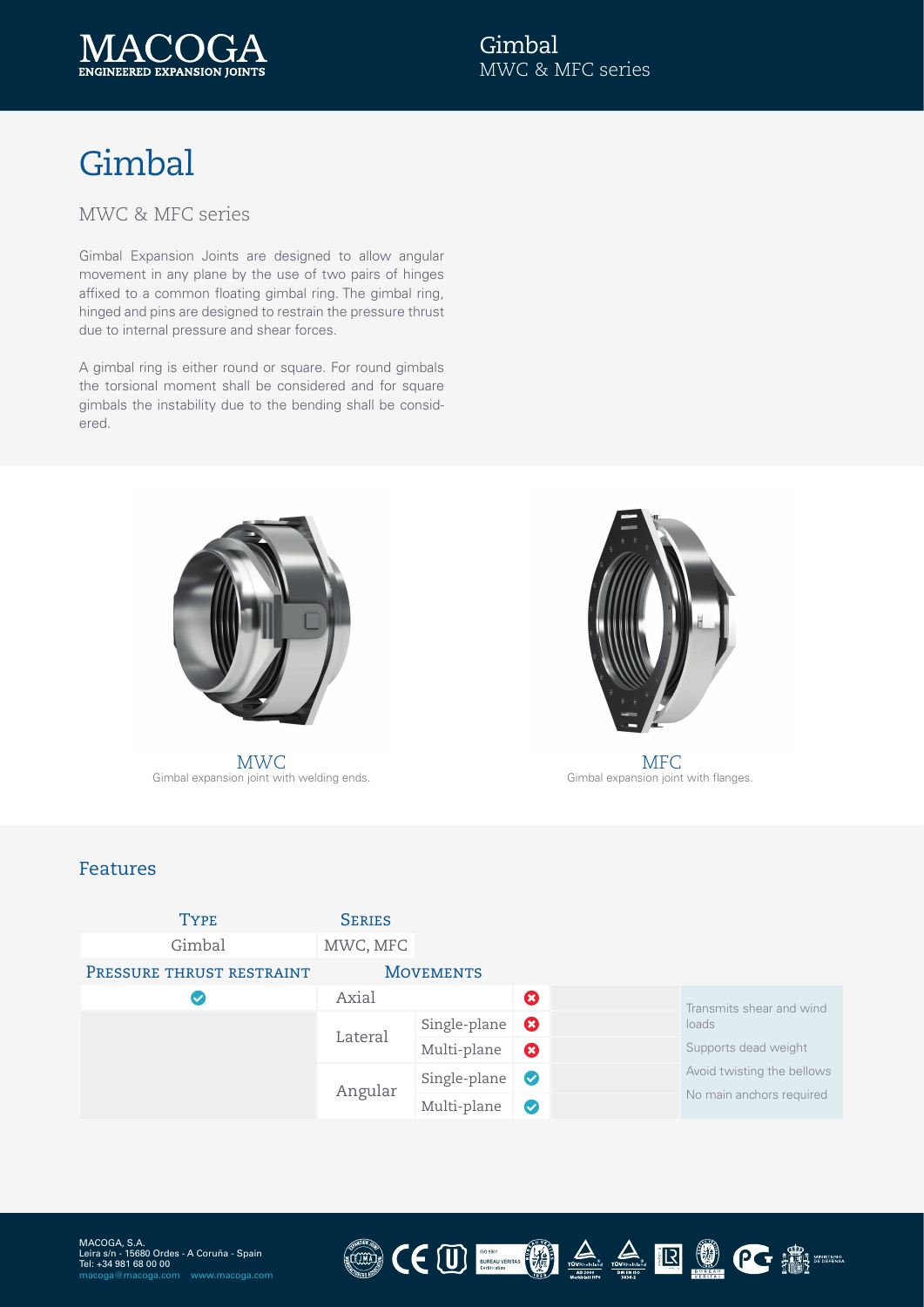# Gimbal

## MWC & MFC series

Gimbal Expansion Joints are designed to allow angular movement in any plane by the use of two pairs of hinges affixed to a common floating gimbal ring. The gimbal ring, hinged and pins are designed to restrain the pressure thrust due to internal pressure and shear forces.

A gimbal ring is either round or square. For round gimbals the torsional moment shall be considered and for square gimbals the instability due to the bending shall be considered.

MWC
Gimbal expansion joint with welding ends.

MFC
Gimbal expansion joint with flanges.

## Features

| Type | Series |
|---|---|
| Gimbal | MWC, MFC |

| Pressure thrust restraint | Movements | | |
|---|---|---|---|
| ✔ | Axial | | ✘ |
| | Lateral | Single-plane | ✘ |
| | | Multi-plane | ✘ |
| | Angular | Single-plane | ✔ |
| | | Multi-plane | ✔ |

- Transmits shear and wind loads
- Supports dead weight
- Avoid twisting the bellows
- No main anchors required

MACOGA, S.A.
Leira s/n - 15680 Ordes - A Coruña - Spain
Tel: +34 981 68 00 00
macoga@macoga.com www.macoga.com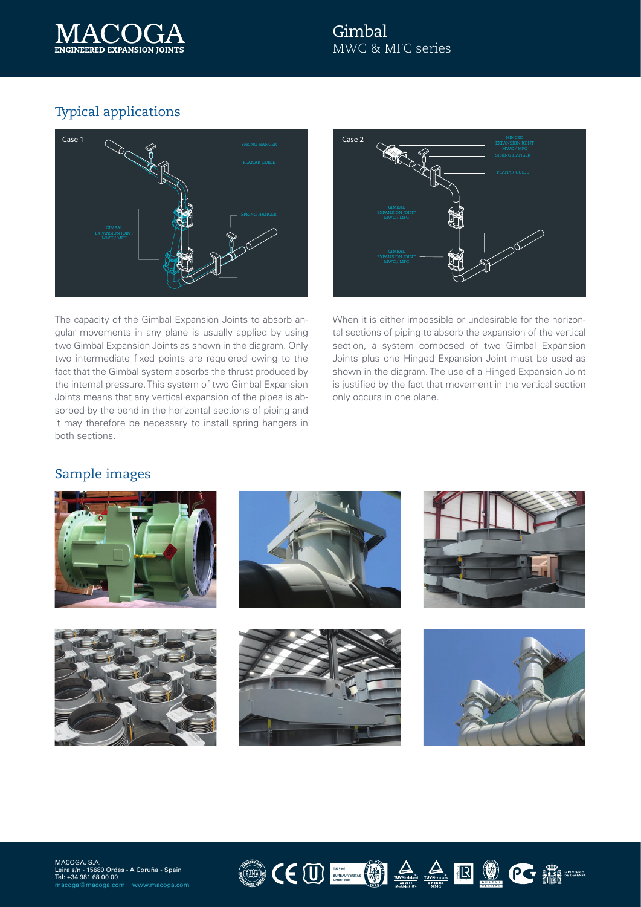## Typical applications

Case 1

SPRING HANGER

PLANAR GUIDE

SPRING HANGER

GIMBAL EXPANSION JOINT MWC / MFC

Case 2

HINGED EXPANSION JOINT MWC / MFC

SPRING HANGER

PLANAR GUIDE

GIMBAL EXPANSION JOINT MWC / MFC

GIMBAL EXPANSION JOINT MWC / MFC

The capacity of the Gimbal Expansion Joints to absorb angular movements in any plane is usually applied by using two Gimbal Expansion Joints as shown in the diagram. Only two intermediate fixed points are requiered owing to the fact that the Gimbal system absorbs the thrust produced by the internal pressure. This system of two Gimbal Expansion Joints means that any vertical expansion of the pipes is absorbed by the bend in the horizontal sections of piping and it may therefore be necessary to install spring hangers in both sections.

When it is either impossible or undesirable for the horizontal sections of piping to absorb the expansion of the vertical section, a system composed of two Gimbal Expansion Joints plus one Hinged Expansion Joint must be used as shown in the diagram. The use of a Hinged Expansion Joint is justified by the fact that movement in the vertical section only occurs in one plane.

## Sample images

MACOGA, S.A.
Leira s/n - 15680 Ordes - A Coruña - Spain
Tel: +34 981 68 00 00
macoga@macoga.com www.macoga.com